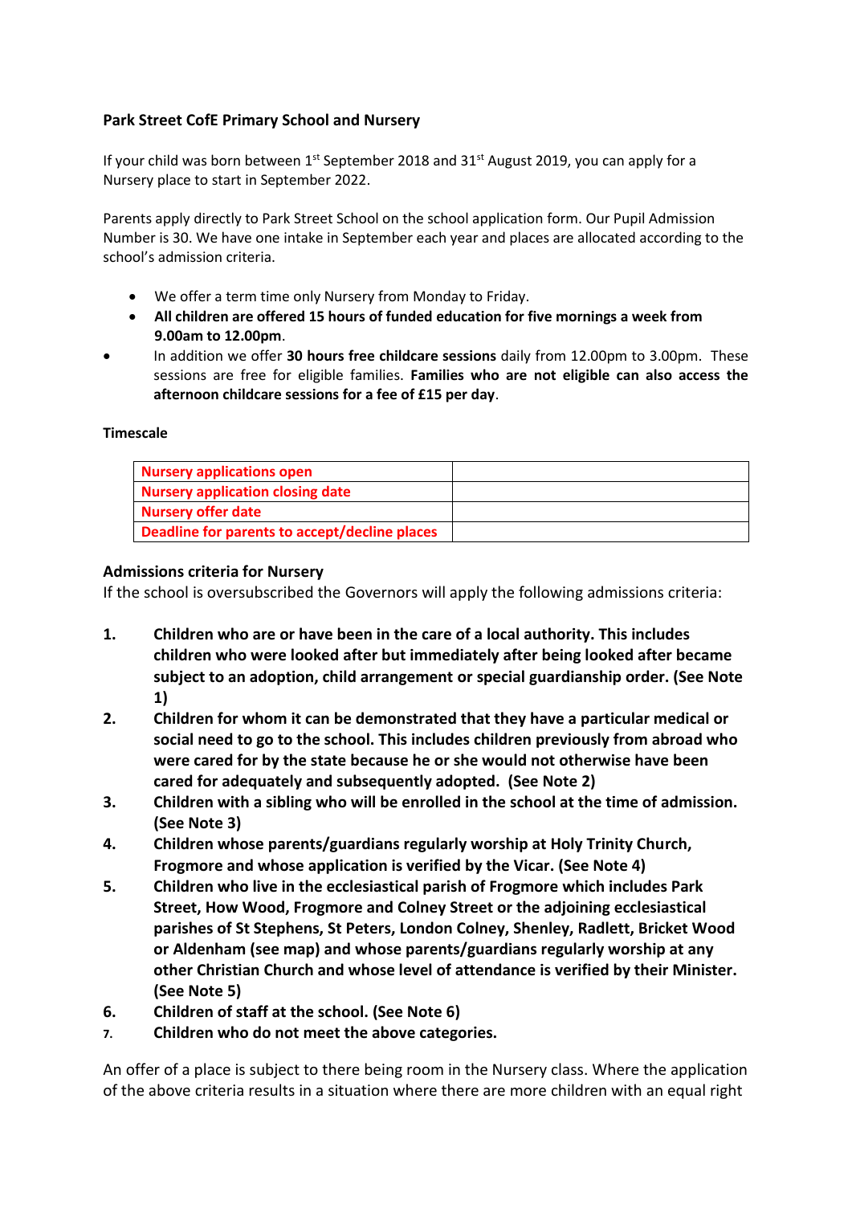**Park Street CofE Primary School and Nursery**

If your child was born between 1st September 2018 and 31st August 2019, you can apply for a Nursery place to start in September 2022.

Parents apply directly to Park Street School on the school application form. Our Pupil Admission Number is 30. We have one intake in September each year and places are allocated according to the school's admission criteria.

- We offer a term time only Nursery from Monday to Friday.
- **All children are offered 15 hours of funded education for five mornings a week from 9.00am to 12.00pm**.
- In addition we offer **30 hours free childcare sessions** daily from 12.00pm to 3.00pm. These sessions are free for eligible families. **Families who are not eligible can also access the afternoon childcare sessions for a fee of £15 per day**.

**Timescale**

| | |
|---|---|
| **Nursery applications open** | |
| **Nursery application closing date** | |
| **Nursery offer date** | |
| **Deadline for parents to accept/decline places** | |

**Admissions criteria for Nursery**

If the school is oversubscribed the Governors will apply the following admissions criteria:

1. **Children who are or have been in the care of a local authority. This includes children who were looked after but immediately after being looked after became subject to an adoption, child arrangement or special guardianship order. (See Note 1)**
2. **Children for whom it can be demonstrated that they have a particular medical or social need to go to the school. This includes children previously from abroad who were cared for by the state because he or she would not otherwise have been cared for adequately and subsequently adopted. (See Note 2)**
3. **Children with a sibling who will be enrolled in the school at the time of admission. (See Note 3)**
4. **Children whose parents/guardians regularly worship at Holy Trinity Church, Frogmore and whose application is verified by the Vicar. (See Note 4)**
5. **Children who live in the ecclesiastical parish of Frogmore which includes Park Street, How Wood, Frogmore and Colney Street or the adjoining ecclesiastical parishes of St Stephens, St Peters, London Colney, Shenley, Radlett, Bricket Wood or Aldenham (see map) and whose parents/guardians regularly worship at any other Christian Church and whose level of attendance is verified by their Minister. (See Note 5)**
6. **Children of staff at the school. (See Note 6)**
7. **Children who do not meet the above categories.**

An offer of a place is subject to there being room in the Nursery class. Where the application of the above criteria results in a situation where there are more children with an equal right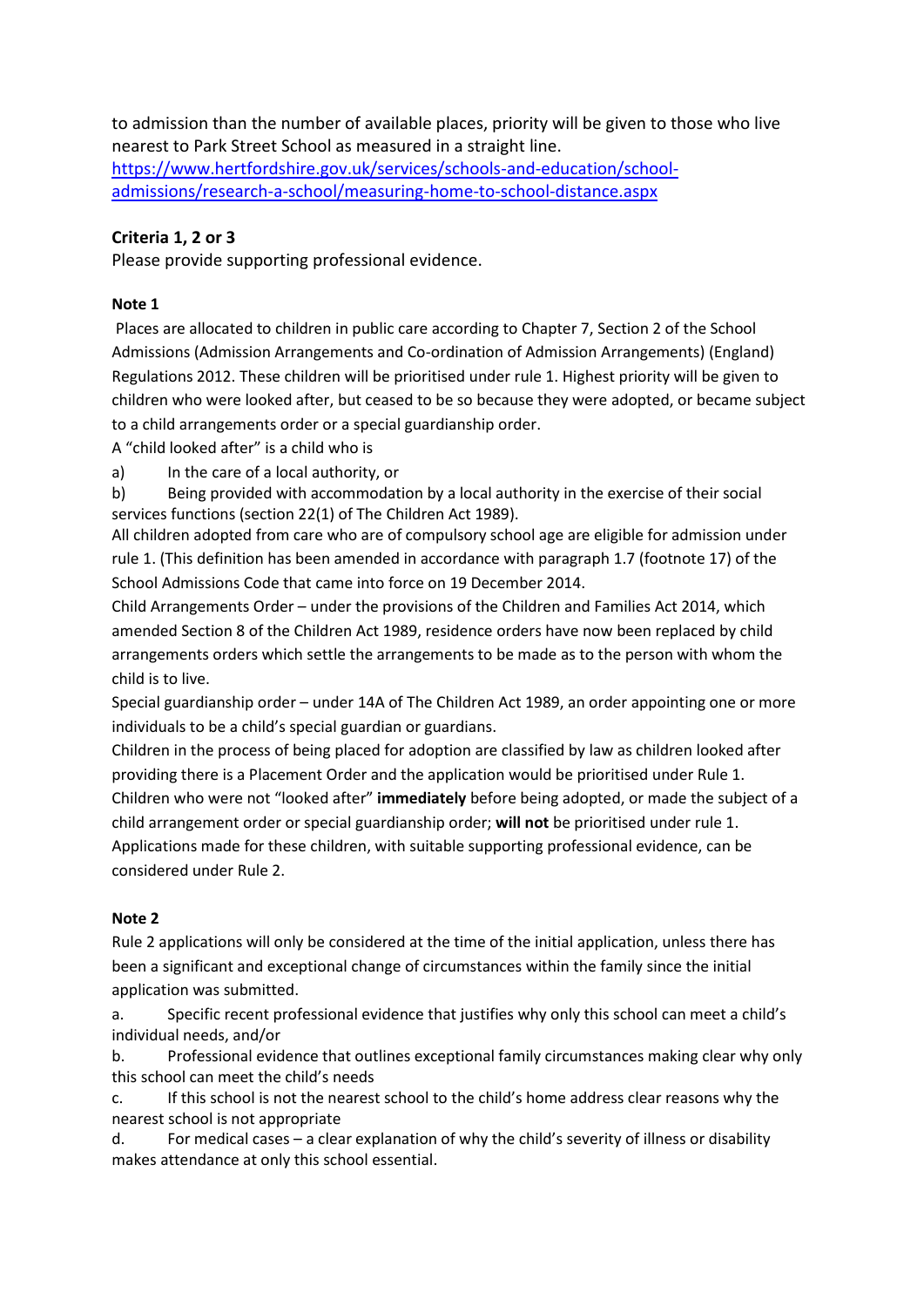to admission than the number of available places, priority will be given to those who live nearest to Park Street School as measured in a straight line.
[https://www.hertfordshire.gov.uk/services/schools-and-education/school-admissions/research-a-school/measuring-home-to-school-distance.aspx](https://www.hertfordshire.gov.uk/services/schools-and-education/school-admissions/research-a-school/measuring-home-to-school-distance.aspx)

**Criteria 1, 2 or 3**

Please provide supporting professional evidence.

**Note 1**

Places are allocated to children in public care according to Chapter 7, Section 2 of the School Admissions (Admission Arrangements and Co-ordination of Admission Arrangements) (England) Regulations 2012. These children will be prioritised under rule 1. Highest priority will be given to children who were looked after, but ceased to be so because they were adopted, or became subject to a child arrangements order or a special guardianship order.

A "child looked after" is a child who is

a) In the care of a local authority, or

b) Being provided with accommodation by a local authority in the exercise of their social services functions (section 22(1) of The Children Act 1989).

All children adopted from care who are of compulsory school age are eligible for admission under rule 1. (This definition has been amended in accordance with paragraph 1.7 (footnote 17) of the School Admissions Code that came into force on 19 December 2014.

Child Arrangements Order – under the provisions of the Children and Families Act 2014, which amended Section 8 of the Children Act 1989, residence orders have now been replaced by child arrangements orders which settle the arrangements to be made as to the person with whom the child is to live.

Special guardianship order – under 14A of The Children Act 1989, an order appointing one or more individuals to be a child's special guardian or guardians.

Children in the process of being placed for adoption are classified by law as children looked after providing there is a Placement Order and the application would be prioritised under Rule 1.

Children who were not "looked after" **immediately** before being adopted, or made the subject of a child arrangement order or special guardianship order; **will not** be prioritised under rule 1. Applications made for these children, with suitable supporting professional evidence, can be considered under Rule 2.

**Note 2**

Rule 2 applications will only be considered at the time of the initial application, unless there has been a significant and exceptional change of circumstances within the family since the initial application was submitted.

a. Specific recent professional evidence that justifies why only this school can meet a child's individual needs, and/or

b. Professional evidence that outlines exceptional family circumstances making clear why only this school can meet the child's needs

c. If this school is not the nearest school to the child's home address clear reasons why the nearest school is not appropriate

d. For medical cases – a clear explanation of why the child's severity of illness or disability makes attendance at only this school essential.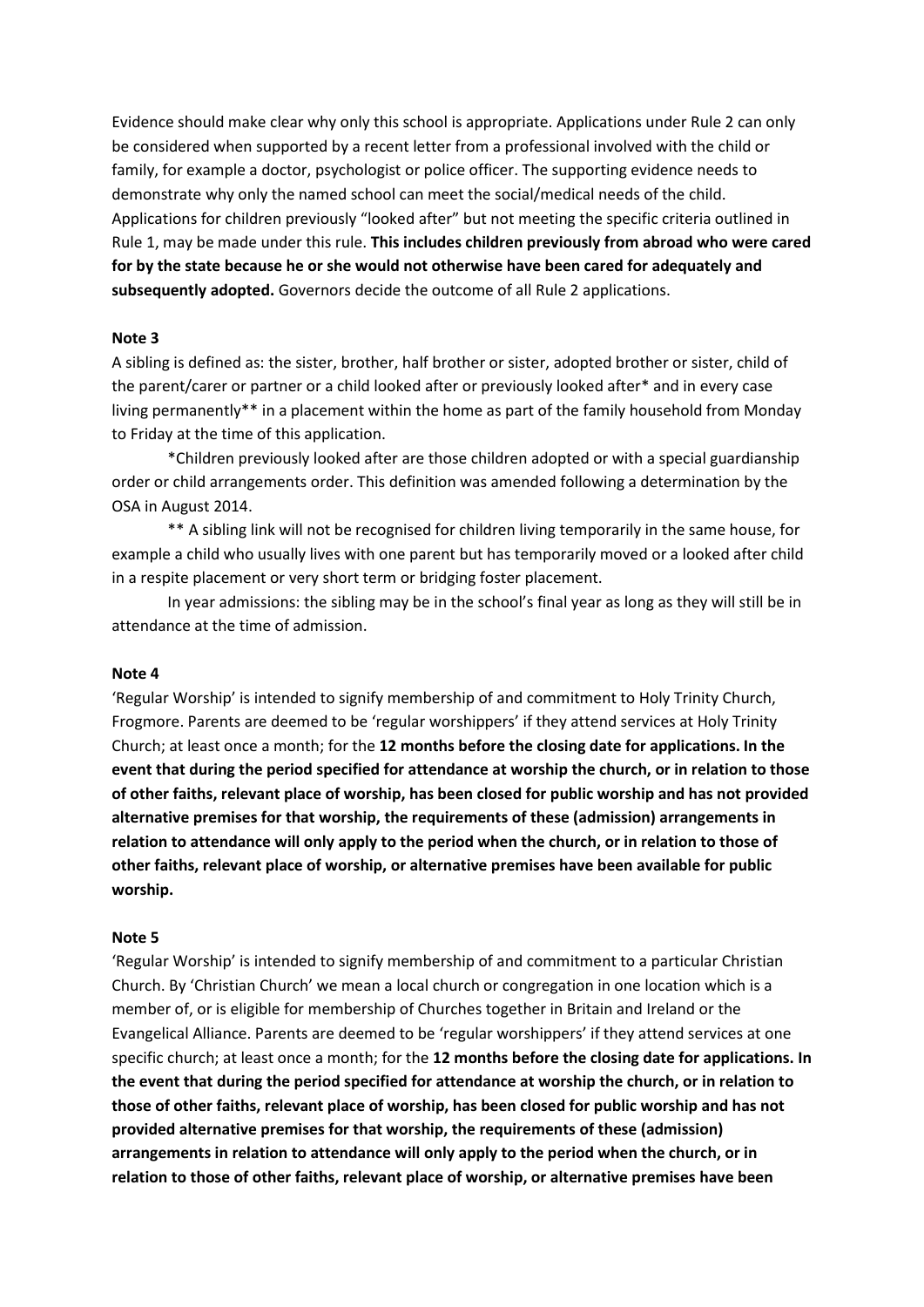Evidence should make clear why only this school is appropriate. Applications under Rule 2 can only be considered when supported by a recent letter from a professional involved with the child or family, for example a doctor, psychologist or police officer. The supporting evidence needs to demonstrate why only the named school can meet the social/medical needs of the child. Applications for children previously "looked after" but not meeting the specific criteria outlined in Rule 1, may be made under this rule. **This includes children previously from abroad who were cared for by the state because he or she would not otherwise have been cared for adequately and subsequently adopted.** Governors decide the outcome of all Rule 2 applications.

**Note 3**

A sibling is defined as: the sister, brother, half brother or sister, adopted brother or sister, child of the parent/carer or partner or a child looked after or previously looked after* and in every case living permanently** in a placement within the home as part of the family household from Monday to Friday at the time of this application.

*Children previously looked after are those children adopted or with a special guardianship order or child arrangements order. This definition was amended following a determination by the OSA in August 2014.

** A sibling link will not be recognised for children living temporarily in the same house, for example a child who usually lives with one parent but has temporarily moved or a looked after child in a respite placement or very short term or bridging foster placement.

In year admissions: the sibling may be in the school's final year as long as they will still be in attendance at the time of admission.

**Note 4**

'Regular Worship' is intended to signify membership of and commitment to Holy Trinity Church, Frogmore. Parents are deemed to be 'regular worshippers' if they attend services at Holy Trinity Church; at least once a month; for the **12 months before the closing date for applications. In the event that during the period specified for attendance at worship the church, or in relation to those of other faiths, relevant place of worship, has been closed for public worship and has not provided alternative premises for that worship, the requirements of these (admission) arrangements in relation to attendance will only apply to the period when the church, or in relation to those of other faiths, relevant place of worship, or alternative premises have been available for public worship.**

**Note 5**

'Regular Worship' is intended to signify membership of and commitment to a particular Christian Church. By 'Christian Church' we mean a local church or congregation in one location which is a member of, or is eligible for membership of Churches together in Britain and Ireland or the Evangelical Alliance. Parents are deemed to be 'regular worshippers' if they attend services at one specific church; at least once a month; for the **12 months before the closing date for applications. In the event that during the period specified for attendance at worship the church, or in relation to those of other faiths, relevant place of worship, has been closed for public worship and has not provided alternative premises for that worship, the requirements of these (admission) arrangements in relation to attendance will only apply to the period when the church, or in relation to those of other faiths, relevant place of worship, or alternative premises have been**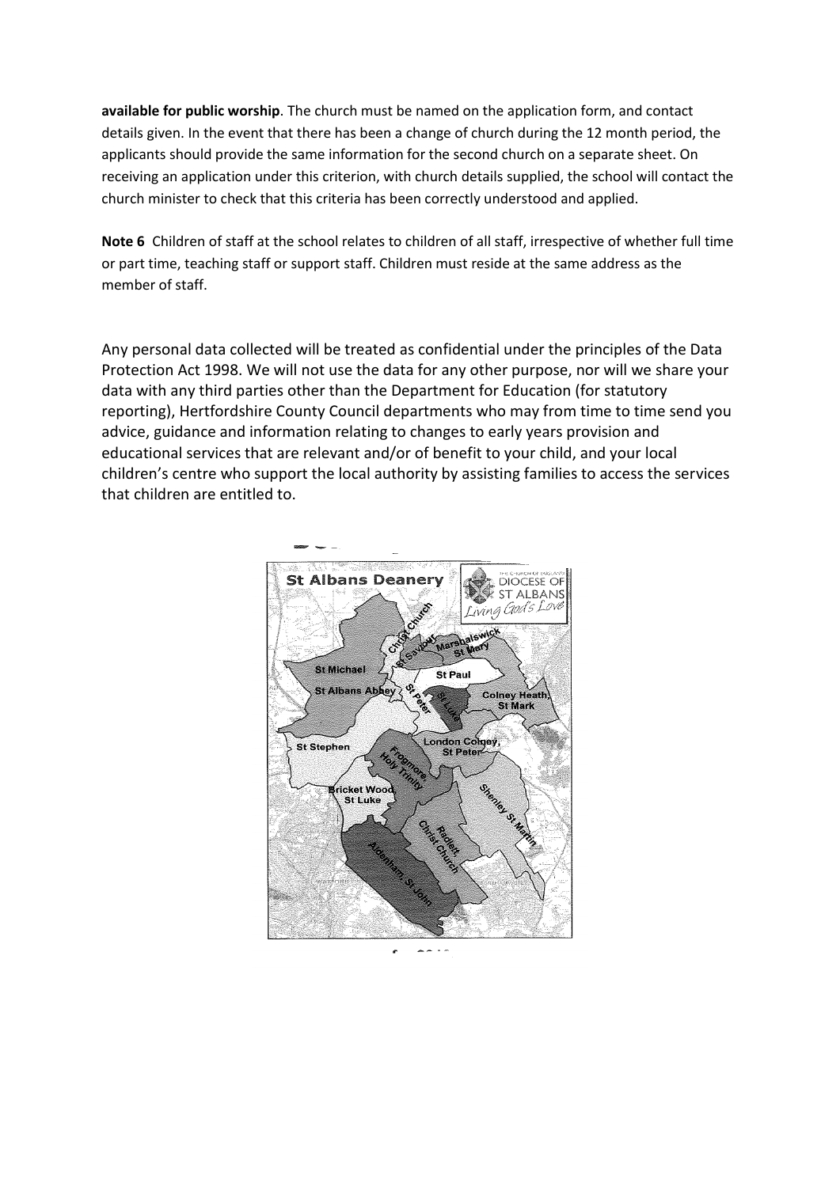**available for public worship**. The church must be named on the application form, and contact details given. In the event that there has been a change of church during the 12 month period, the applicants should provide the same information for the second church on a separate sheet. On receiving an application under this criterion, with church details supplied, the school will contact the church minister to check that this criteria has been correctly understood and applied.

**Note 6** Children of staff at the school relates to children of all staff, irrespective of whether full time or part time, teaching staff or support staff. Children must reside at the same address as the member of staff.

Any personal data collected will be treated as confidential under the principles of the Data Protection Act 1998. We will not use the data for any other purpose, nor will we share your data with any third parties other than the Department for Education (for statutory reporting), Hertfordshire County Council departments who may from time to time send you advice, guidance and information relating to changes to early years provision and educational services that are relevant and/or of benefit to your child, and your local children's centre who support the local authority by assisting families to access the services that children are entitled to.

St Albans Deanery

THE CHURCH OF ENGLAND
DIOCESE OF ST ALBANS
Living God's Love

Christ Church
St Saviour
Marshalswick St Mary
St Michael
St Paul
St Albans Abbey
St Peter
St Luke
Colney Heath, St Mark
St Stephen
London Colney, St Peter
Frogmore, Holy Trinity
Bricket Wood, St Luke
Shenley St Martin
Radlett, Christ Church
Aldenham, St John